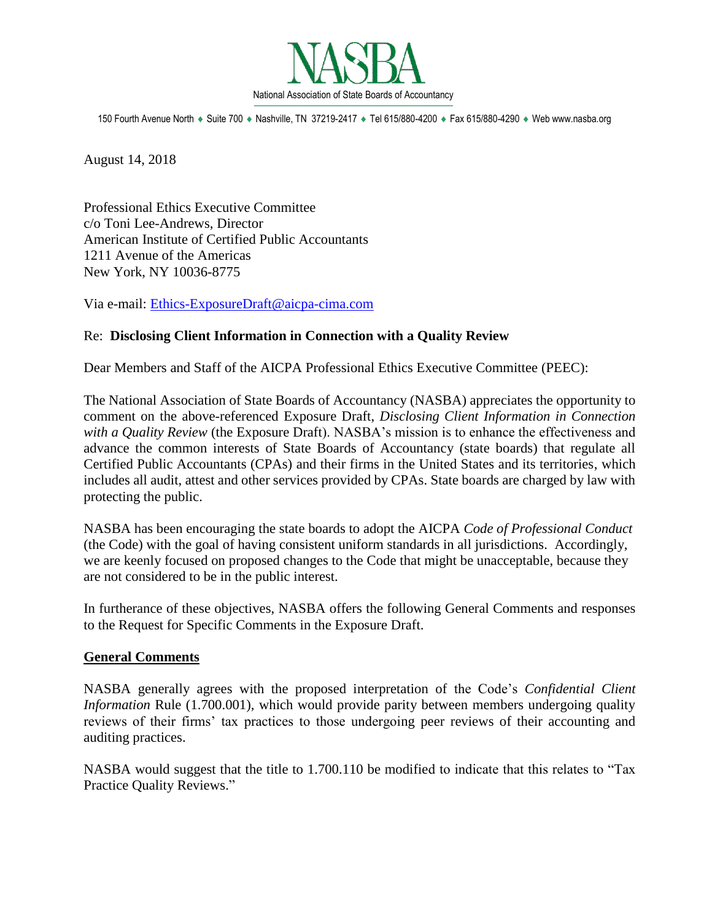# NASBA

National Association of State Boards of Accountancy

150 Fourth Avenue North ♦ Suite 700 ♦ Nashville, TN 37219-2417 ♦ Tel 615/880-4200 ♦ Fax 615/880-4290 ♦ Web www.nasba.org

August 14, 2018

Professional Ethics Executive Committee
c/o Toni Lee-Andrews, Director
American Institute of Certified Public Accountants
1211 Avenue of the Americas
New York, NY 10036-8775

Via e-mail: Ethics-ExposureDraft@aicpa-cima.com

Re: **Disclosing Client Information in Connection with a Quality Review**

Dear Members and Staff of the AICPA Professional Ethics Executive Committee (PEEC):

The National Association of State Boards of Accountancy (NASBA) appreciates the opportunity to comment on the above-referenced Exposure Draft, *Disclosing Client Information in Connection with a Quality Review* (the Exposure Draft). NASBA's mission is to enhance the effectiveness and advance the common interests of State Boards of Accountancy (state boards) that regulate all Certified Public Accountants (CPAs) and their firms in the United States and its territories, which includes all audit, attest and other services provided by CPAs. State boards are charged by law with protecting the public.

NASBA has been encouraging the state boards to adopt the AICPA *Code of Professional Conduct* (the Code) with the goal of having consistent uniform standards in all jurisdictions. Accordingly, we are keenly focused on proposed changes to the Code that might be unacceptable, because they are not considered to be in the public interest.

In furtherance of these objectives, NASBA offers the following General Comments and responses to the Request for Specific Comments in the Exposure Draft.

## General Comments

NASBA generally agrees with the proposed interpretation of the Code's *Confidential Client Information* Rule (1.700.001), which would provide parity between members undergoing quality reviews of their firms' tax practices to those undergoing peer reviews of their accounting and auditing practices.

NASBA would suggest that the title to 1.700.110 be modified to indicate that this relates to "Tax Practice Quality Reviews."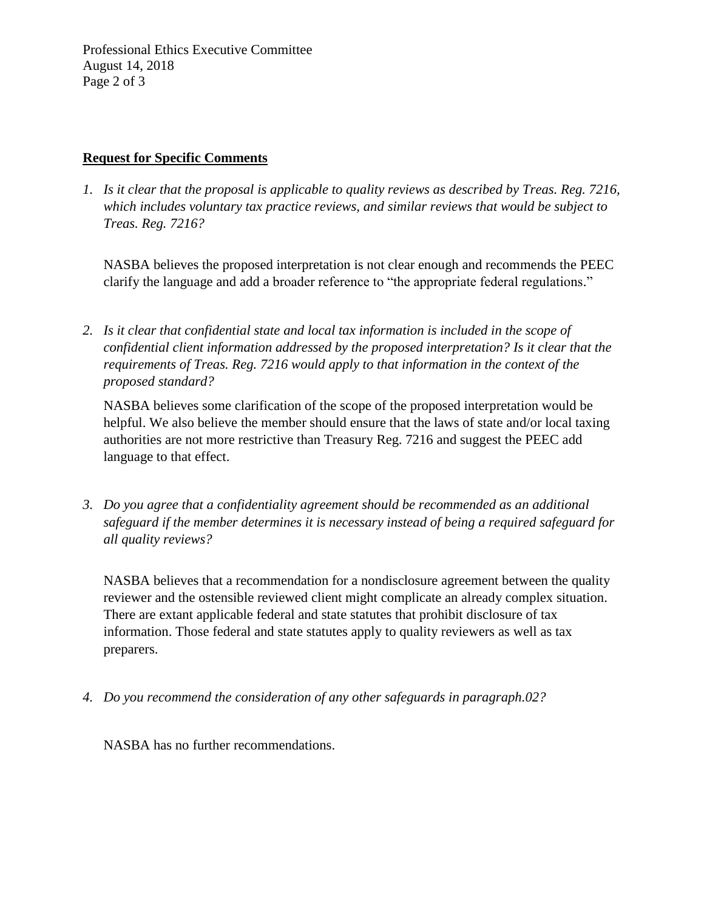**Request for Specific Comments**

1. *Is it clear that the proposal is applicable to quality reviews as described by Treas. Reg. 7216, which includes voluntary tax practice reviews, and similar reviews that would be subject to Treas. Reg. 7216?*

   NASBA believes the proposed interpretation is not clear enough and recommends the PEEC clarify the language and add a broader reference to "the appropriate federal regulations."

2. *Is it clear that confidential state and local tax information is included in the scope of confidential client information addressed by the proposed interpretation? Is it clear that the requirements of Treas. Reg. 7216 would apply to that information in the context of the proposed standard?*

   NASBA believes some clarification of the scope of the proposed interpretation would be helpful. We also believe the member should ensure that the laws of state and/or local taxing authorities are not more restrictive than Treasury Reg. 7216 and suggest the PEEC add language to that effect.

3. *Do you agree that a confidentiality agreement should be recommended as an additional safeguard if the member determines it is necessary instead of being a required safeguard for all quality reviews?*

   NASBA believes that a recommendation for a nondisclosure agreement between the quality reviewer and the ostensible reviewed client might complicate an already complex situation. There are extant applicable federal and state statutes that prohibit disclosure of tax information. Those federal and state statutes apply to quality reviewers as well as tax preparers.

4. *Do you recommend the consideration of any other safeguards in paragraph.02?*

   NASBA has no further recommendations.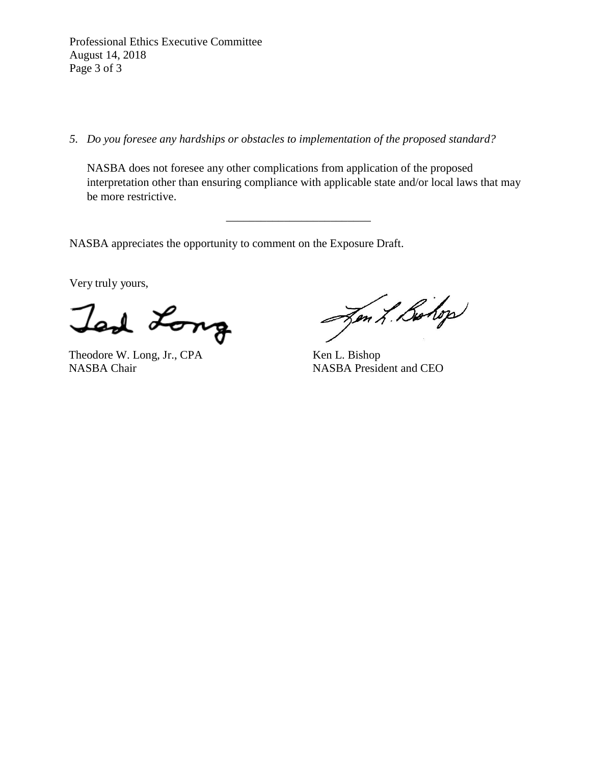*5. Do you foresee any hardships or obstacles to implementation of the proposed standard?*

NASBA does not foresee any other complications from application of the proposed interpretation other than ensuring compliance with applicable state and/or local laws that may be more restrictive.

---

NASBA appreciates the opportunity to comment on the Exposure Draft.

Very truly yours,

Theodore W. Long, Jr., CPA
NASBA Chair

Ken L. Bishop
NASBA President and CEO